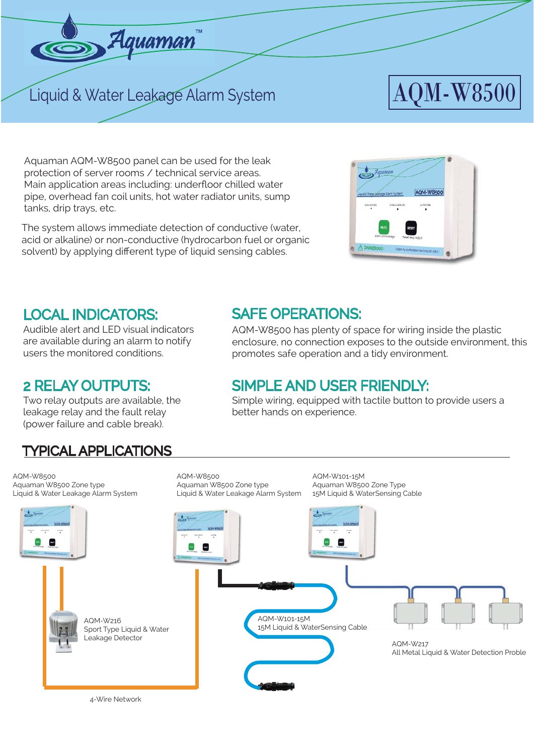# Aquaman™

## Liquid & Water Leakage Alarm System

**AQM-W8500**

Aquaman AQM-W8500 panel can be used for the leak protection of server rooms / technical service areas. Main application areas including: underfloor chilled water pipe, overhead fan coil units, hot water radiator units, sump tanks, drip trays, etc.

The system allows immediate detection of conductive (water, acid or alkaline) or non-conductive (hydrocarbon fuel or organic solvent) by applying different type of liquid sensing cables.

## LOCAL INDICATORS:

Audible alert and LED visual indicators are available during an alarm to notify users the monitored conditions.

## 2 RELAY OUTPUTS:

Two relay outputs are available, the leakage relay and the fault relay (power failure and cable break).

## SAFE OPERATIONS:

AQM-W8500 has plenty of space for wiring inside the plastic enclosure, no connection exposes to the outside environment, this promotes safe operation and a tidy environment.

## SIMPLE AND USER FRIENDLY:

Simple wiring, equipped with tactile button to provide users a better hands on experience.

## TYPICAL APPLICATIONS

AQM-W8500
Aquaman W8500 Zone type
Liquid & Water Leakage Alarm System

AQM-W216
Sport Type Liquid & Water Leakage Detector

4-Wire Network

AQM-W8500
Aquaman W8500 Zone type
Liquid & Water Leakage Alarm System

AQM-W101-15M
15M Liquid & WaterSensing Cable

AQM-W101-15M
Aquaman W8500 Zone Type
15M Liquid & WaterSensing Cable

AQM-W217
All Metal Liquid & Water Detection Proble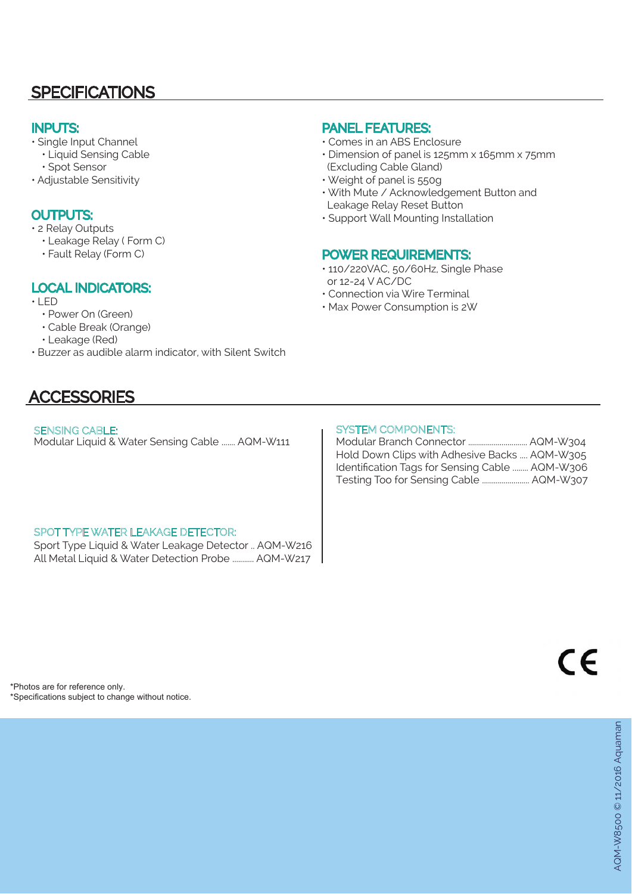## SPECIFICATIONS

### INPUTS:

- Single Input Channel
  - Liquid Sensing Cable
  - Spot Sensor
- Adjustable Sensitivity

### OUTPUTS:

- 2 Relay Outputs
  - Leakage Relay ( Form C)
  - Fault Relay (Form C)

### LOCAL INDICATORS:

- LED
  - Power On (Green)
  - Cable Break (Orange)
  - Leakage (Red)
- Buzzer as audible alarm indicator, with Silent Switch

### PANEL FEATURES:

- Comes in an ABS Enclosure
- Dimension of panel is 125mm x 165mm x 75mm (Excluding Cable Gland)
- Weight of panel is 550g
- With Mute / Acknowledgement Button and Leakage Relay Reset Button
- Support Wall Mounting Installation

### POWER REQUIREMENTS:

- 110/220VAC, 50/60Hz, Single Phase or 12-24 V AC/DC
- Connection via Wire Terminal
- Max Power Consumption is 2W

## ACCESSORIES

SENSING CABLE:

Modular Liquid & Water Sensing Cable ....... AQM-W111

SPOT TYPE WATER LEAKAGE DETECTOR:

Sport Type Liquid & Water Leakage Detector .. AQM-W216
All Metal Liquid & Water Detection Probe ........... AQM-W217

SYSTEM COMPONENTS:

Modular Branch Connector .............................. AQM-W304
Hold Down Clips with Adhesive Backs .... AQM-W305
Identification Tags for Sensing Cable ........ AQM-W306
Testing Too for Sensing Cable ........................ AQM-W307

CE

*Photos are for reference only.
*Specifications subject to change without notice.

AQM-W8500 © 11/2016 Aquaman